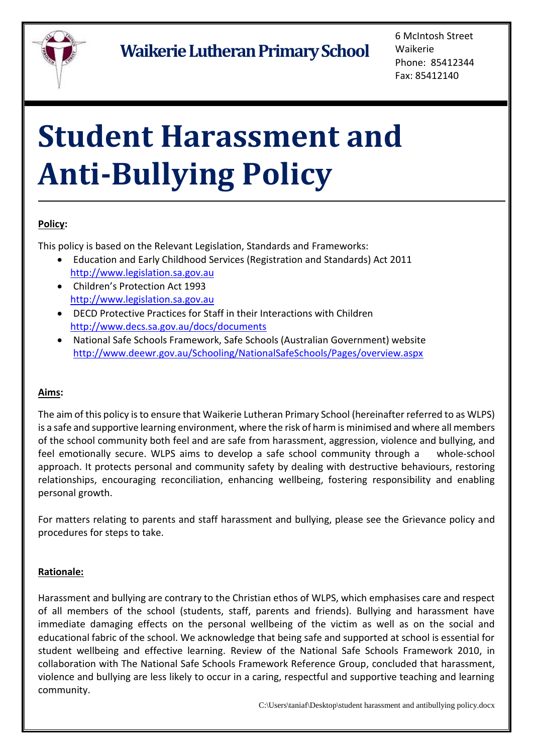**Waikerie Lutheran Primary School**

6 McIntosh Street
Waikerie
Phone: 85412344
Fax: 85412140

# Student Harassment and Anti-Bullying Policy

**Policy:**

This policy is based on the Relevant Legislation, Standards and Frameworks:

- Education and Early Childhood Services (Registration and Standards) Act 2011
  http://www.legislation.sa.gov.au
- Children's Protection Act 1993
  http://www.legislation.sa.gov.au
- DECD Protective Practices for Staff in their Interactions with Children
  http://www.decs.sa.gov.au/docs/documents
- National Safe Schools Framework, Safe Schools (Australian Government) website
  http://www.deewr.gov.au/Schooling/NationalSafeSchools/Pages/overview.aspx

**Aims:**

The aim of this policy is to ensure that Waikerie Lutheran Primary School (hereinafter referred to as WLPS) is a safe and supportive learning environment, where the risk of harm is minimised and where all members of the school community both feel and are safe from harassment, aggression, violence and bullying, and feel emotionally secure. WLPS aims to develop a safe school community through a whole-school approach. It protects personal and community safety by dealing with destructive behaviours, restoring relationships, encouraging reconciliation, enhancing wellbeing, fostering responsibility and enabling personal growth.

For matters relating to parents and staff harassment and bullying, please see the Grievance policy and procedures for steps to take.

**Rationale:**

Harassment and bullying are contrary to the Christian ethos of WLPS, which emphasises care and respect of all members of the school (students, staff, parents and friends). Bullying and harassment have immediate damaging effects on the personal wellbeing of the victim as well as on the social and educational fabric of the school. We acknowledge that being safe and supported at school is essential for student wellbeing and effective learning. Review of the National Safe Schools Framework 2010, in collaboration with The National Safe Schools Framework Reference Group, concluded that harassment, violence and bullying are less likely to occur in a caring, respectful and supportive teaching and learning community.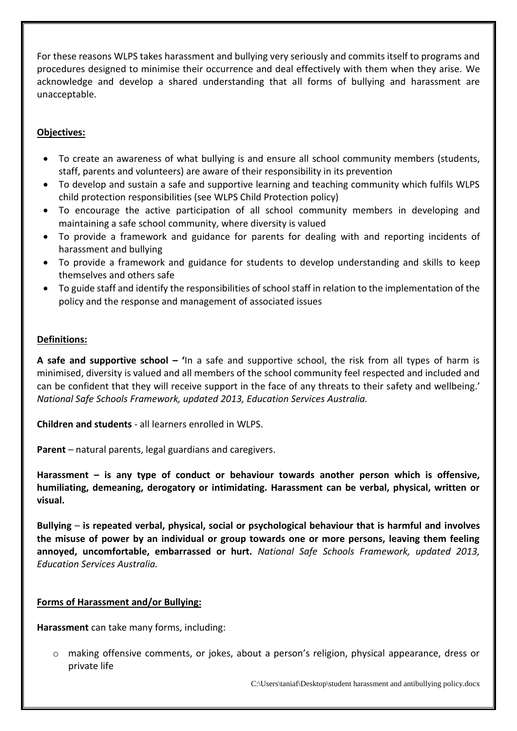For these reasons WLPS takes harassment and bullying very seriously and commits itself to programs and procedures designed to minimise their occurrence and deal effectively with them when they arise. We acknowledge and develop a shared understanding that all forms of bullying and harassment are unacceptable.

## Objectives:

- To create an awareness of what bullying is and ensure all school community members (students, staff, parents and volunteers) are aware of their responsibility in its prevention
- To develop and sustain a safe and supportive learning and teaching community which fulfils WLPS child protection responsibilities (see WLPS Child Protection policy)
- To encourage the active participation of all school community members in developing and maintaining a safe school community, where diversity is valued
- To provide a framework and guidance for parents for dealing with and reporting incidents of harassment and bullying
- To provide a framework and guidance for students to develop understanding and skills to keep themselves and others safe
- To guide staff and identify the responsibilities of school staff in relation to the implementation of the policy and the response and management of associated issues

## Definitions:

**A safe and supportive school – '**In a safe and supportive school, the risk from all types of harm is minimised, diversity is valued and all members of the school community feel respected and included and can be confident that they will receive support in the face of any threats to their safety and wellbeing.' *National Safe Schools Framework, updated 2013, Education Services Australia.*

**Children and students** - all learners enrolled in WLPS.

**Parent** – natural parents, legal guardians and caregivers.

**Harassment – is any type of conduct or behaviour towards another person which is offensive, humiliating, demeaning, derogatory or intimidating. Harassment can be verbal, physical, written or visual.**

**Bullying – is repeated verbal, physical, social or psychological behaviour that is harmful and involves the misuse of power by an individual or group towards one or more persons, leaving them feeling annoyed, uncomfortable, embarrassed or hurt.** *National Safe Schools Framework, updated 2013, Education Services Australia.*

## Forms of Harassment and/or Bullying:

**Harassment** can take many forms, including:

- making offensive comments, or jokes, about a person's religion, physical appearance, dress or private life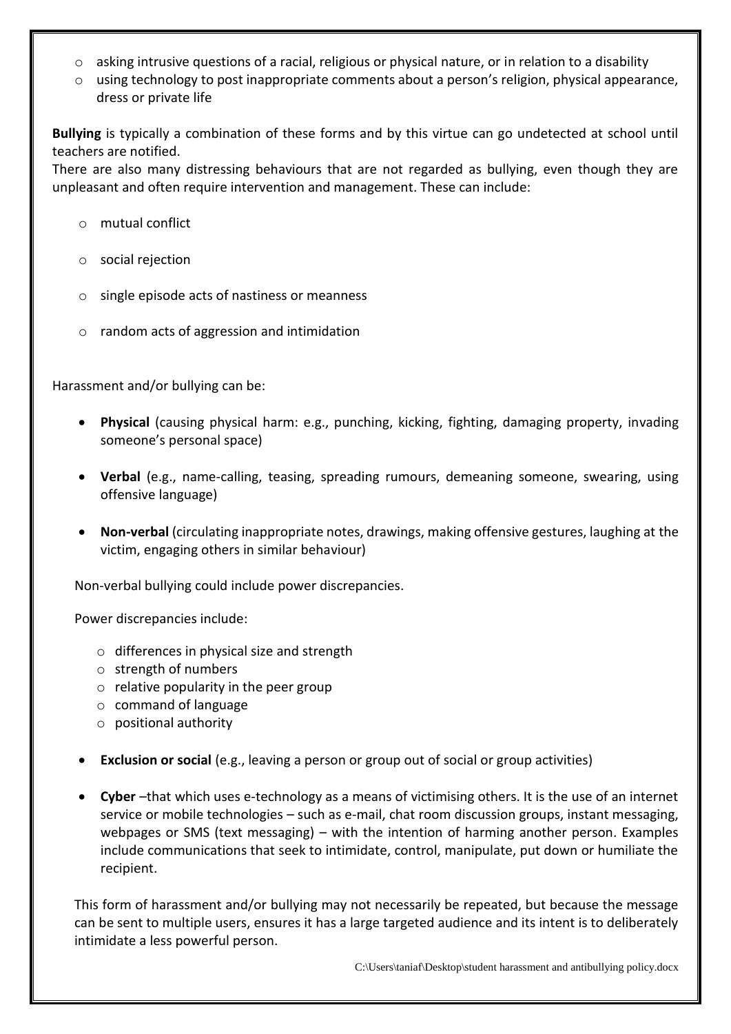- asking intrusive questions of a racial, religious or physical nature, or in relation to a disability
- using technology to post inappropriate comments about a person's religion, physical appearance, dress or private life

**Bullying** is typically a combination of these forms and by this virtue can go undetected at school until teachers are notified.

There are also many distressing behaviours that are not regarded as bullying, even though they are unpleasant and often require intervention and management. These can include:

- mutual conflict
- social rejection
- single episode acts of nastiness or meanness
- random acts of aggression and intimidation

Harassment and/or bullying can be:

- **Physical** (causing physical harm: e.g., punching, kicking, fighting, damaging property, invading someone's personal space)
- **Verbal** (e.g., name-calling, teasing, spreading rumours, demeaning someone, swearing, using offensive language)
- **Non-verbal** (circulating inappropriate notes, drawings, making offensive gestures, laughing at the victim, engaging others in similar behaviour)

  Non-verbal bullying could include power discrepancies.

  Power discrepancies include:

  - differences in physical size and strength
  - strength of numbers
  - relative popularity in the peer group
  - command of language
  - positional authority

- **Exclusion or social** (e.g., leaving a person or group out of social or group activities)
- **Cyber** –that which uses e-technology as a means of victimising others. It is the use of an internet service or mobile technologies – such as e-mail, chat room discussion groups, instant messaging, webpages or SMS (text messaging) – with the intention of harming another person. Examples include communications that seek to intimidate, control, manipulate, put down or humiliate the recipient.

  This form of harassment and/or bullying may not necessarily be repeated, but because the message can be sent to multiple users, ensures it has a large targeted audience and its intent is to deliberately intimidate a less powerful person.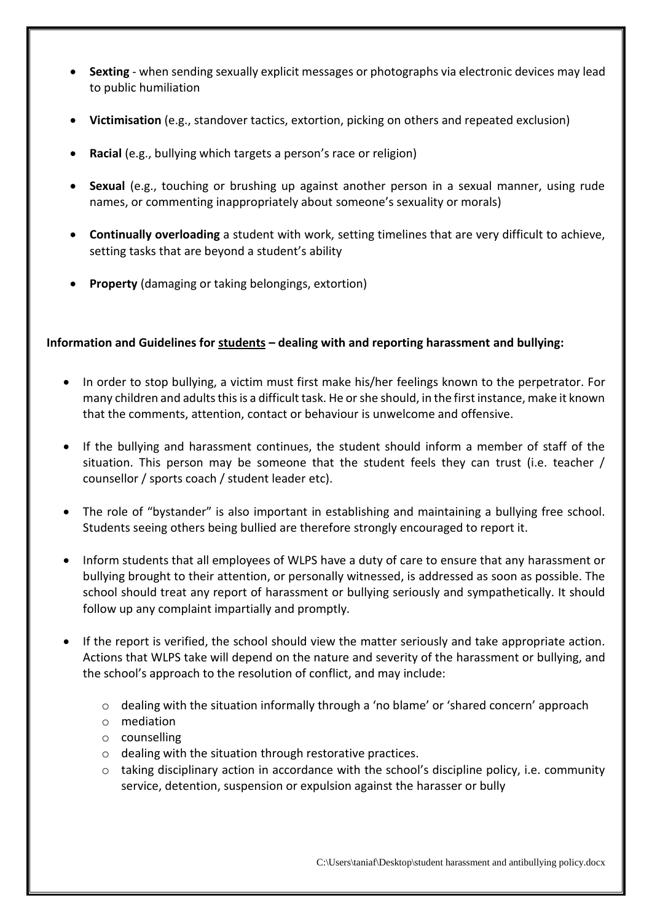- **Sexting** - when sending sexually explicit messages or photographs via electronic devices may lead to public humiliation

- **Victimisation** (e.g., standover tactics, extortion, picking on others and repeated exclusion)

- **Racial** (e.g., bullying which targets a person's race or religion)

- **Sexual** (e.g., touching or brushing up against another person in a sexual manner, using rude names, or commenting inappropriately about someone's sexuality or morals)

- **Continually overloading** a student with work, setting timelines that are very difficult to achieve, setting tasks that are beyond a student's ability

- **Property** (damaging or taking belongings, extortion)

**Information and Guidelines for <u>students</u> – dealing with and reporting harassment and bullying:**

- In order to stop bullying, a victim must first make his/her feelings known to the perpetrator. For many children and adults this is a difficult task. He or she should, in the first instance, make it known that the comments, attention, contact or behaviour is unwelcome and offensive.

- If the bullying and harassment continues, the student should inform a member of staff of the situation. This person may be someone that the student feels they can trust (i.e. teacher / counsellor / sports coach / student leader etc).

- The role of "bystander" is also important in establishing and maintaining a bullying free school. Students seeing others being bullied are therefore strongly encouraged to report it.

- Inform students that all employees of WLPS have a duty of care to ensure that any harassment or bullying brought to their attention, or personally witnessed, is addressed as soon as possible. The school should treat any report of harassment or bullying seriously and sympathetically. It should follow up any complaint impartially and promptly.

- If the report is verified, the school should view the matter seriously and take appropriate action. Actions that WLPS take will depend on the nature and severity of the harassment or bullying, and the school's approach to the resolution of conflict, and may include:
  - dealing with the situation informally through a 'no blame' or 'shared concern' approach
  - mediation
  - counselling
  - dealing with the situation through restorative practices.
  - taking disciplinary action in accordance with the school's discipline policy, i.e. community service, detention, suspension or expulsion against the harasser or bully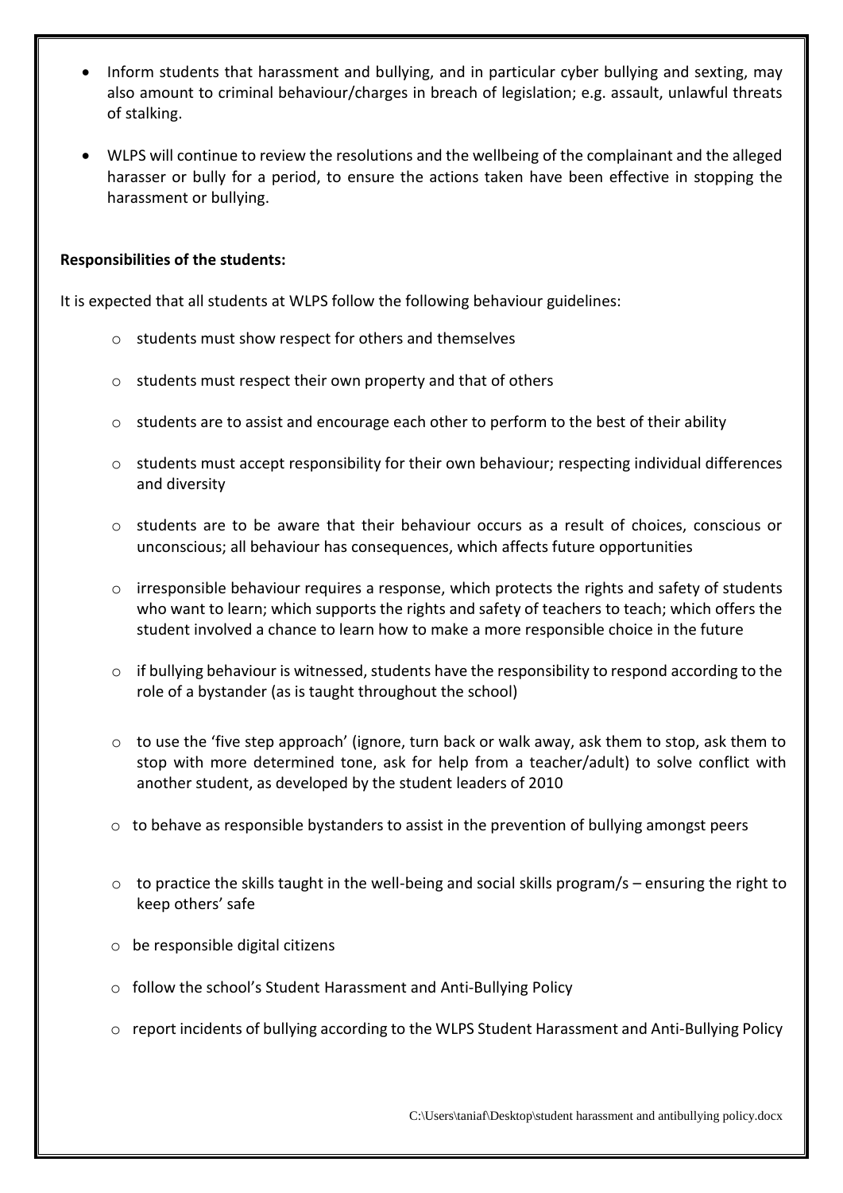- Inform students that harassment and bullying, and in particular cyber bullying and sexting, may also amount to criminal behaviour/charges in breach of legislation; e.g. assault, unlawful threats of stalking.
- WLPS will continue to review the resolutions and the wellbeing of the complainant and the alleged harasser or bully for a period, to ensure the actions taken have been effective in stopping the harassment or bullying.

**Responsibilities of the students:**

It is expected that all students at WLPS follow the following behaviour guidelines:

- students must show respect for others and themselves
- students must respect their own property and that of others
- students are to assist and encourage each other to perform to the best of their ability
- students must accept responsibility for their own behaviour; respecting individual differences and diversity
- students are to be aware that their behaviour occurs as a result of choices, conscious or unconscious; all behaviour has consequences, which affects future opportunities
- irresponsible behaviour requires a response, which protects the rights and safety of students who want to learn; which supports the rights and safety of teachers to teach; which offers the student involved a chance to learn how to make a more responsible choice in the future
- if bullying behaviour is witnessed, students have the responsibility to respond according to the role of a bystander (as is taught throughout the school)
- to use the 'five step approach' (ignore, turn back or walk away, ask them to stop, ask them to stop with more determined tone, ask for help from a teacher/adult) to solve conflict with another student, as developed by the student leaders of 2010
- to behave as responsible bystanders to assist in the prevention of bullying amongst peers
- to practice the skills taught in the well-being and social skills program/s – ensuring the right to keep others' safe
- be responsible digital citizens
- follow the school's Student Harassment and Anti-Bullying Policy
- report incidents of bullying according to the WLPS Student Harassment and Anti-Bullying Policy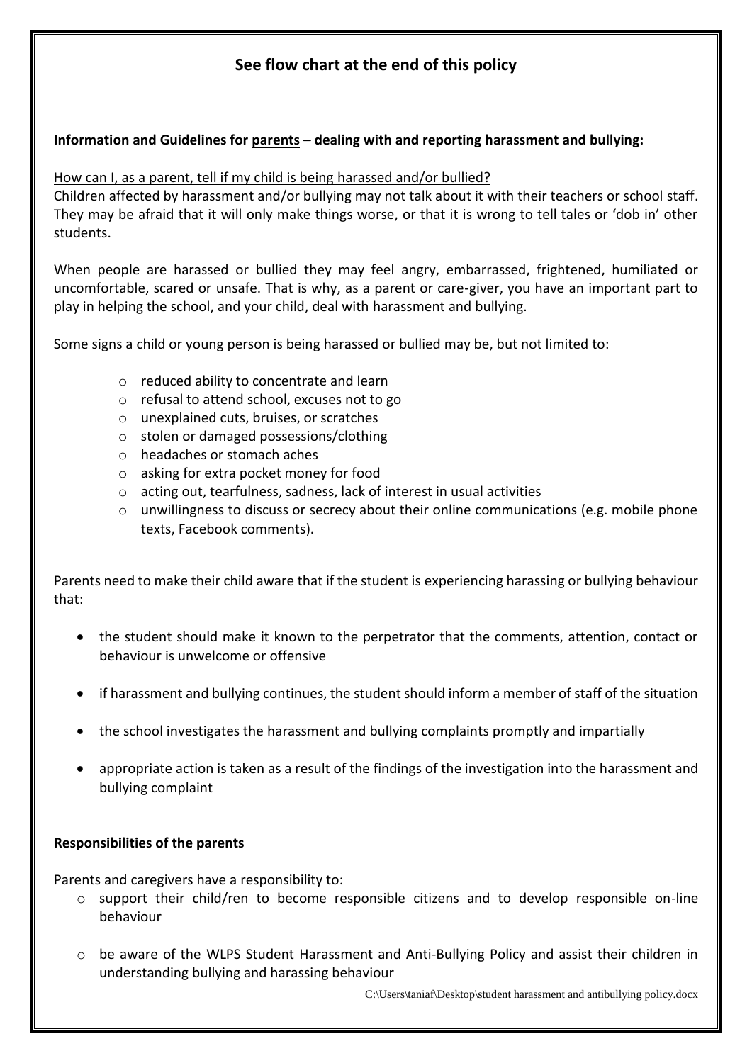## See flow chart at the end of this policy

**Information and Guidelines for <u>parents</u> – dealing with and reporting harassment and bullying:**

<u>How can I, as a parent, tell if my child is being harassed and/or bullied?</u>

Children affected by harassment and/or bullying may not talk about it with their teachers or school staff. They may be afraid that it will only make things worse, or that it is wrong to tell tales or 'dob in' other students.

When people are harassed or bullied they may feel angry, embarrassed, frightened, humiliated or uncomfortable, scared or unsafe. That is why, as a parent or care-giver, you have an important part to play in helping the school, and your child, deal with harassment and bullying.

Some signs a child or young person is being harassed or bullied may be, but not limited to:

- reduced ability to concentrate and learn
- refusal to attend school, excuses not to go
- unexplained cuts, bruises, or scratches
- stolen or damaged possessions/clothing
- headaches or stomach aches
- asking for extra pocket money for food
- acting out, tearfulness, sadness, lack of interest in usual activities
- unwillingness to discuss or secrecy about their online communications (e.g. mobile phone texts, Facebook comments).

Parents need to make their child aware that if the student is experiencing harassing or bullying behaviour that:

- the student should make it known to the perpetrator that the comments, attention, contact or behaviour is unwelcome or offensive
- if harassment and bullying continues, the student should inform a member of staff of the situation
- the school investigates the harassment and bullying complaints promptly and impartially
- appropriate action is taken as a result of the findings of the investigation into the harassment and bullying complaint

**Responsibilities of the parents**

Parents and caregivers have a responsibility to:

- support their child/ren to become responsible citizens and to develop responsible on-line behaviour
- be aware of the WLPS Student Harassment and Anti-Bullying Policy and assist their children in understanding bullying and harassing behaviour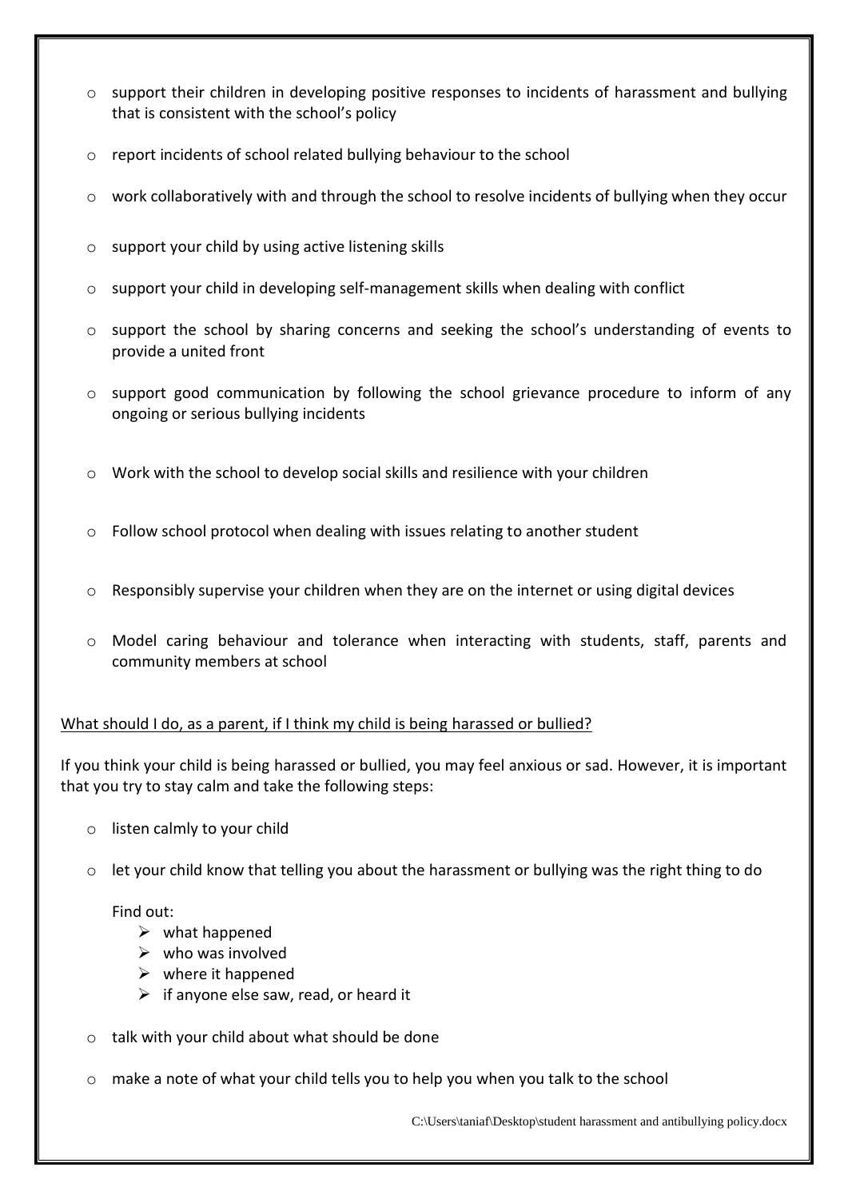- support their children in developing positive responses to incidents of harassment and bullying that is consistent with the school's policy
- report incidents of school related bullying behaviour to the school
- work collaboratively with and through the school to resolve incidents of bullying when they occur
- support your child by using active listening skills
- support your child in developing self-management skills when dealing with conflict
- support the school by sharing concerns and seeking the school's understanding of events to provide a united front
- support good communication by following the school grievance procedure to inform of any ongoing or serious bullying incidents
- Work with the school to develop social skills and resilience with your children
- Follow school protocol when dealing with issues relating to another student
- Responsibly supervise your children when they are on the internet or using digital devices
- Model caring behaviour and tolerance when interacting with students, staff, parents and community members at school

<u>What should I do, as a parent, if I think my child is being harassed or bullied?</u>

If you think your child is being harassed or bullied, you may feel anxious or sad. However, it is important that you try to stay calm and take the following steps:

- listen calmly to your child
- let your child know that telling you about the harassment or bullying was the right thing to do

  Find out:
  - what happened
  - who was involved
  - where it happened
  - if anyone else saw, read, or heard it
- talk with your child about what should be done
- make a note of what your child tells you to help you when you talk to the school

C:\Users\taniaf\Desktop\student harassment and antibullying policy.docx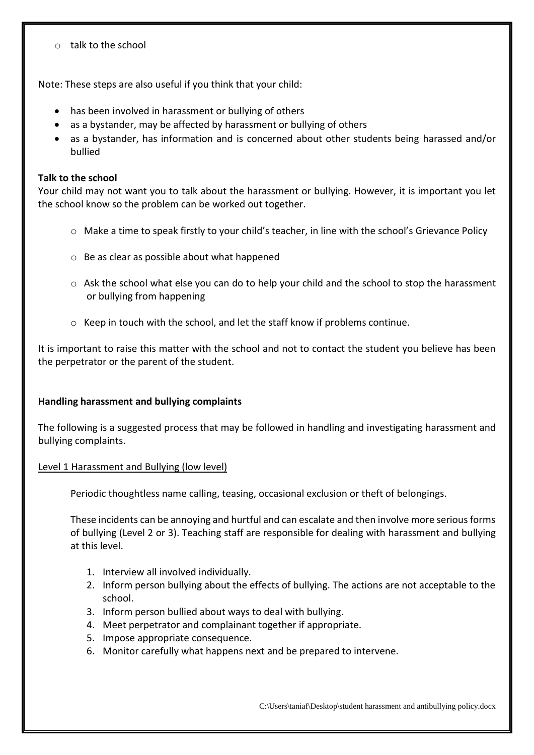- talk to the school

Note: These steps are also useful if you think that your child:

- has been involved in harassment or bullying of others
- as a bystander, may be affected by harassment or bullying of others
- as a bystander, has information and is concerned about other students being harassed and/or bullied

**Talk to the school**

Your child may not want you to talk about the harassment or bullying. However, it is important you let the school know so the problem can be worked out together.

- Make a time to speak firstly to your child's teacher, in line with the school's Grievance Policy
- Be as clear as possible about what happened
- Ask the school what else you can do to help your child and the school to stop the harassment or bullying from happening
- Keep in touch with the school, and let the staff know if problems continue.

It is important to raise this matter with the school and not to contact the student you believe has been the perpetrator or the parent of the student.

**Handling harassment and bullying complaints**

The following is a suggested process that may be followed in handling and investigating harassment and bullying complaints.

Level 1 Harassment and Bullying (low level)

Periodic thoughtless name calling, teasing, occasional exclusion or theft of belongings.

These incidents can be annoying and hurtful and can escalate and then involve more serious forms of bullying (Level 2 or 3). Teaching staff are responsible for dealing with harassment and bullying at this level.

1. Interview all involved individually.
2. Inform person bullying about the effects of bullying. The actions are not acceptable to the school.
3. Inform person bullied about ways to deal with bullying.
4. Meet perpetrator and complainant together if appropriate.
5. Impose appropriate consequence.
6. Monitor carefully what happens next and be prepared to intervene.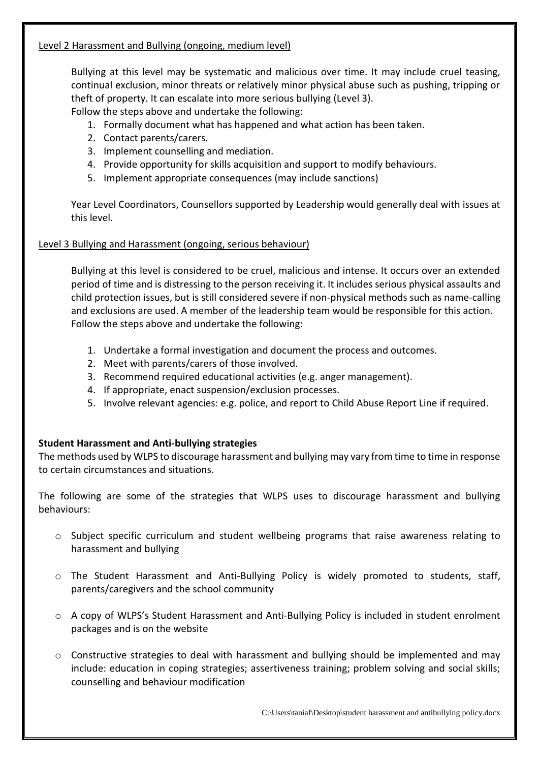<u>Level 2 Harassment and Bullying (ongoing, medium level)</u>

Bullying at this level may be systematic and malicious over time. It may include cruel teasing, continual exclusion, minor threats or relatively minor physical abuse such as pushing, tripping or theft of property. It can escalate into more serious bullying (Level 3).

Follow the steps above and undertake the following:

1. Formally document what has happened and what action has been taken.
2. Contact parents/carers.
3. Implement counselling and mediation.
4. Provide opportunity for skills acquisition and support to modify behaviours.
5. Implement appropriate consequences (may include sanctions)

Year Level Coordinators, Counsellors supported by Leadership would generally deal with issues at this level.

<u>Level 3 Bullying and Harassment (ongoing, serious behaviour)</u>

Bullying at this level is considered to be cruel, malicious and intense. It occurs over an extended period of time and is distressing to the person receiving it. It includes serious physical assaults and child protection issues, but is still considered severe if non-physical methods such as name-calling and exclusions are used. A member of the leadership team would be responsible for this action.

Follow the steps above and undertake the following:

1. Undertake a formal investigation and document the process and outcomes.
2. Meet with parents/carers of those involved.
3. Recommend required educational activities (e.g. anger management).
4. If appropriate, enact suspension/exclusion processes.
5. Involve relevant agencies: e.g. police, and report to Child Abuse Report Line if required.

**Student Harassment and Anti-bullying strategies**

The methods used by WLPS to discourage harassment and bullying may vary from time to time in response to certain circumstances and situations.

The following are some of the strategies that WLPS uses to discourage harassment and bullying behaviours:

- Subject specific curriculum and student wellbeing programs that raise awareness relating to harassment and bullying
- The Student Harassment and Anti-Bullying Policy is widely promoted to students, staff, parents/caregivers and the school community
- A copy of WLPS's Student Harassment and Anti-Bullying Policy is included in student enrolment packages and is on the website
- Constructive strategies to deal with harassment and bullying should be implemented and may include: education in coping strategies; assertiveness training; problem solving and social skills; counselling and behaviour modification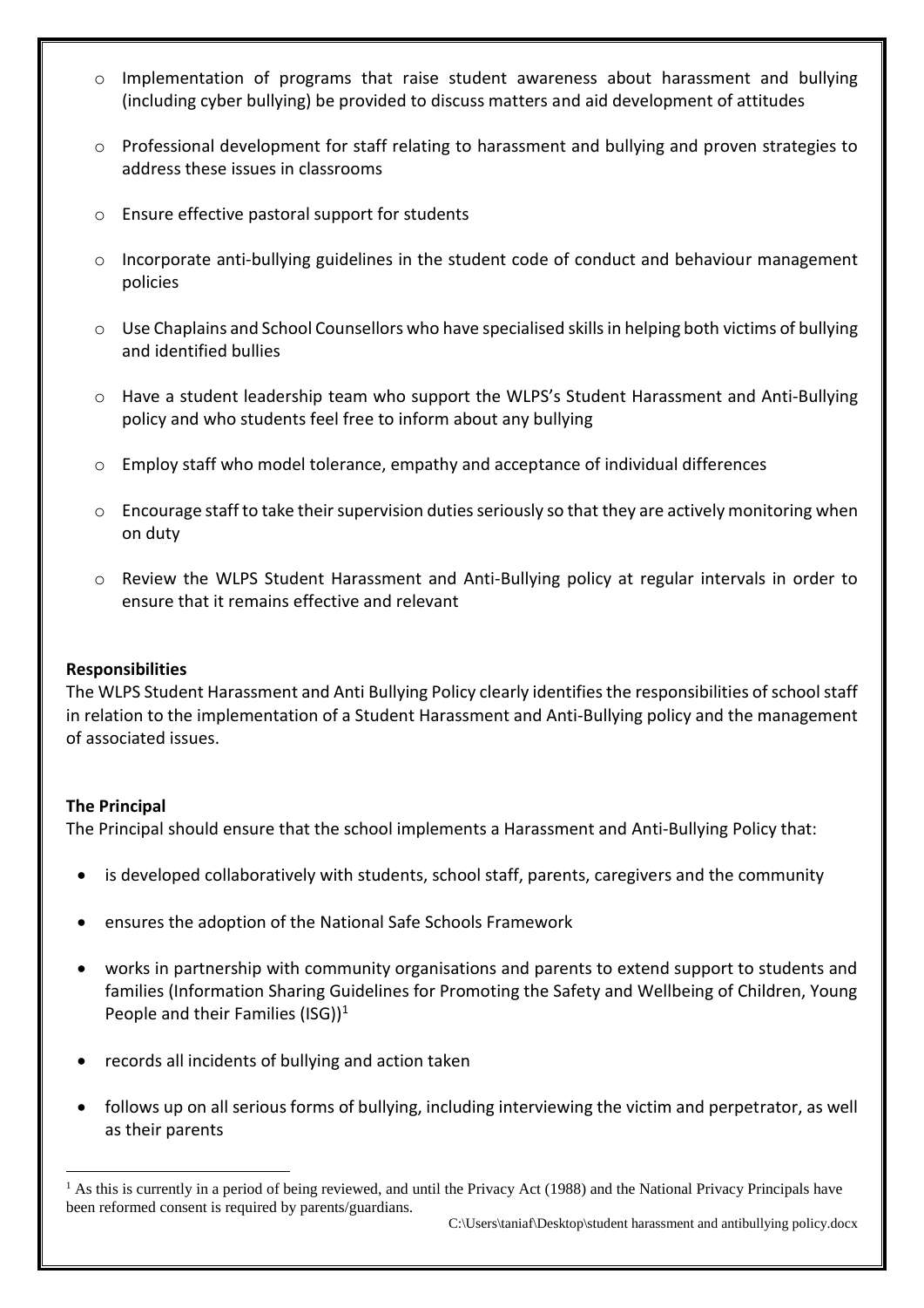- Implementation of programs that raise student awareness about harassment and bullying (including cyber bullying) be provided to discuss matters and aid development of attitudes
- Professional development for staff relating to harassment and bullying and proven strategies to address these issues in classrooms
- Ensure effective pastoral support for students
- Incorporate anti-bullying guidelines in the student code of conduct and behaviour management policies
- Use Chaplains and School Counsellors who have specialised skills in helping both victims of bullying and identified bullies
- Have a student leadership team who support the WLPS's Student Harassment and Anti-Bullying policy and who students feel free to inform about any bullying
- Employ staff who model tolerance, empathy and acceptance of individual differences
- Encourage staff to take their supervision duties seriously so that they are actively monitoring when on duty
- Review the WLPS Student Harassment and Anti-Bullying policy at regular intervals in order to ensure that it remains effective and relevant

**Responsibilities**

The WLPS Student Harassment and Anti Bullying Policy clearly identifies the responsibilities of school staff in relation to the implementation of a Student Harassment and Anti-Bullying policy and the management of associated issues.

**The Principal**

The Principal should ensure that the school implements a Harassment and Anti-Bullying Policy that:

- is developed collaboratively with students, school staff, parents, caregivers and the community
- ensures the adoption of the National Safe Schools Framework
- works in partnership with community organisations and parents to extend support to students and families (Information Sharing Guidelines for Promoting the Safety and Wellbeing of Children, Young People and their Families (ISG))[1]
- records all incidents of bullying and action taken
- follows up on all serious forms of bullying, including interviewing the victim and perpetrator, as well as their parents

[1] As this is currently in a period of being reviewed, and until the Privacy Act (1988) and the National Privacy Principals have been reformed consent is required by parents/guardians.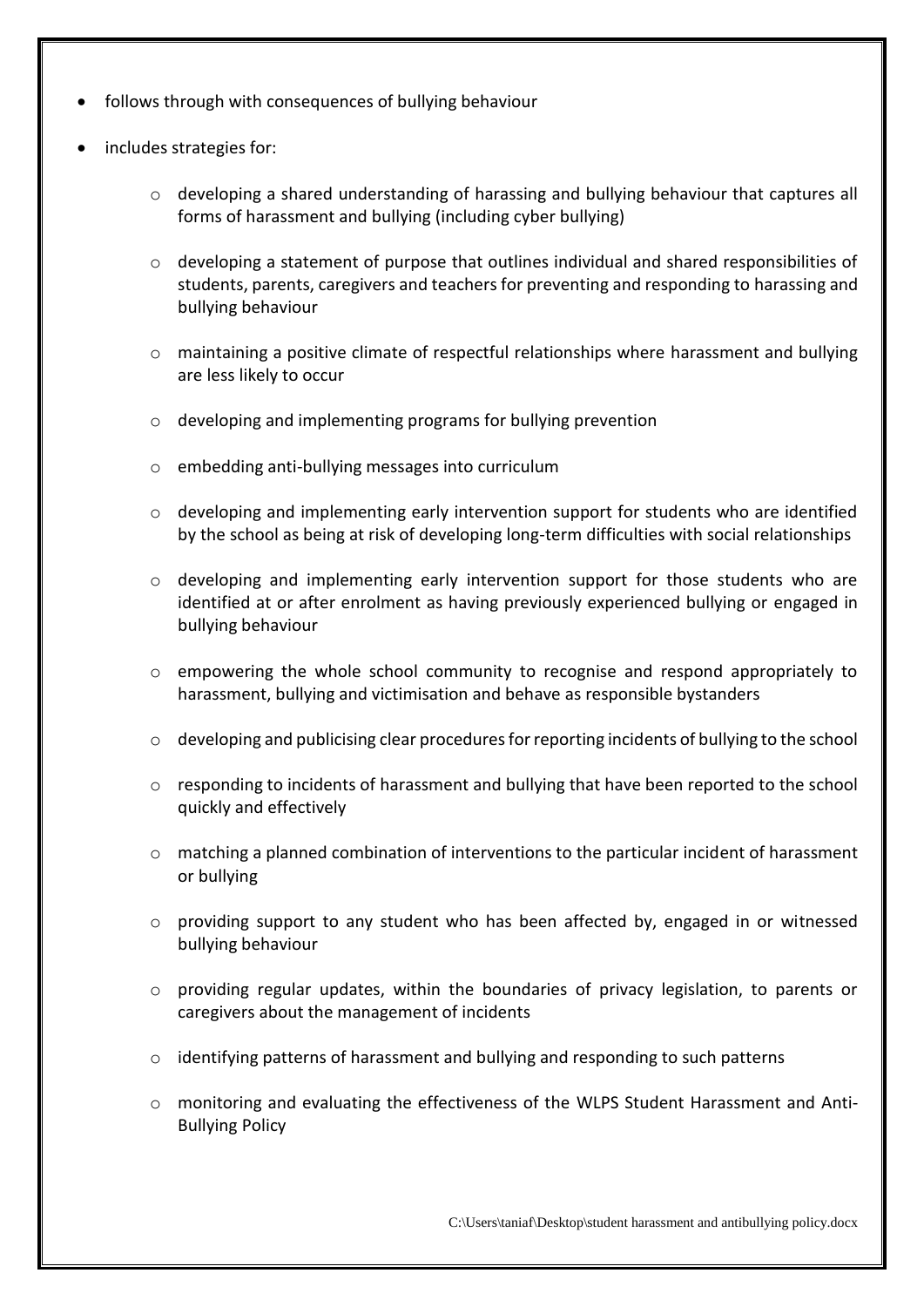- follows through with consequences of bullying behaviour
- includes strategies for:
    - developing a shared understanding of harassing and bullying behaviour that captures all forms of harassment and bullying (including cyber bullying)
    - developing a statement of purpose that outlines individual and shared responsibilities of students, parents, caregivers and teachers for preventing and responding to harassing and bullying behaviour
    - maintaining a positive climate of respectful relationships where harassment and bullying are less likely to occur
    - developing and implementing programs for bullying prevention
    - embedding anti-bullying messages into curriculum
    - developing and implementing early intervention support for students who are identified by the school as being at risk of developing long-term difficulties with social relationships
    - developing and implementing early intervention support for those students who are identified at or after enrolment as having previously experienced bullying or engaged in bullying behaviour
    - empowering the whole school community to recognise and respond appropriately to harassment, bullying and victimisation and behave as responsible bystanders
    - developing and publicising clear procedures for reporting incidents of bullying to the school
    - responding to incidents of harassment and bullying that have been reported to the school quickly and effectively
    - matching a planned combination of interventions to the particular incident of harassment or bullying
    - providing support to any student who has been affected by, engaged in or witnessed bullying behaviour
    - providing regular updates, within the boundaries of privacy legislation, to parents or caregivers about the management of incidents
    - identifying patterns of harassment and bullying and responding to such patterns
    - monitoring and evaluating the effectiveness of the WLPS Student Harassment and Anti-Bullying Policy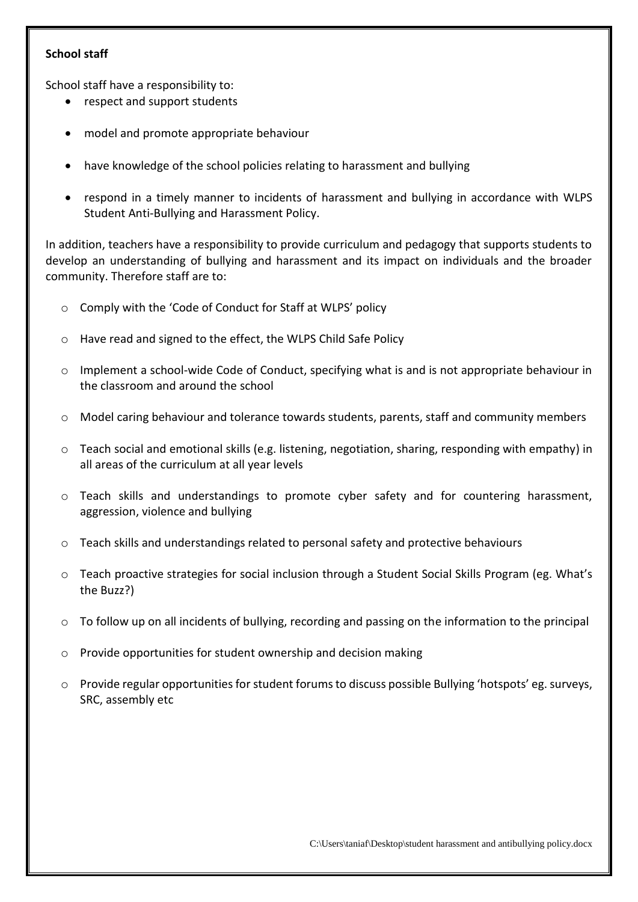**School staff**

School staff have a responsibility to:

- respect and support students
- model and promote appropriate behaviour
- have knowledge of the school policies relating to harassment and bullying
- respond in a timely manner to incidents of harassment and bullying in accordance with WLPS Student Anti-Bullying and Harassment Policy.

In addition, teachers have a responsibility to provide curriculum and pedagogy that supports students to develop an understanding of bullying and harassment and its impact on individuals and the broader community. Therefore staff are to:

- Comply with the 'Code of Conduct for Staff at WLPS' policy
- Have read and signed to the effect, the WLPS Child Safe Policy
- Implement a school-wide Code of Conduct, specifying what is and is not appropriate behaviour in the classroom and around the school
- Model caring behaviour and tolerance towards students, parents, staff and community members
- Teach social and emotional skills (e.g. listening, negotiation, sharing, responding with empathy) in all areas of the curriculum at all year levels
- Teach skills and understandings to promote cyber safety and for countering harassment, aggression, violence and bullying
- Teach skills and understandings related to personal safety and protective behaviours
- Teach proactive strategies for social inclusion through a Student Social Skills Program (eg. What's the Buzz?)
- To follow up on all incidents of bullying, recording and passing on the information to the principal
- Provide opportunities for student ownership and decision making
- Provide regular opportunities for student forums to discuss possible Bullying 'hotspots' eg. surveys, SRC, assembly etc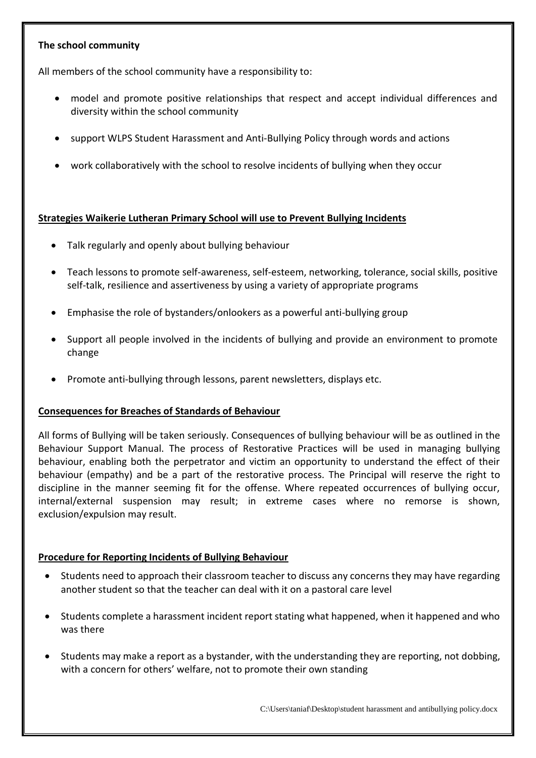**The school community**

All members of the school community have a responsibility to:

- model and promote positive relationships that respect and accept individual differences and diversity within the school community
- support WLPS Student Harassment and Anti-Bullying Policy through words and actions
- work collaboratively with the school to resolve incidents of bullying when they occur

**Strategies Waikerie Lutheran Primary School will use to Prevent Bullying Incidents**

- Talk regularly and openly about bullying behaviour
- Teach lessons to promote self-awareness, self-esteem, networking, tolerance, social skills, positive self-talk, resilience and assertiveness by using a variety of appropriate programs
- Emphasise the role of bystanders/onlookers as a powerful anti-bullying group
- Support all people involved in the incidents of bullying and provide an environment to promote change
- Promote anti-bullying through lessons, parent newsletters, displays etc.

**Consequences for Breaches of Standards of Behaviour**

All forms of Bullying will be taken seriously. Consequences of bullying behaviour will be as outlined in the Behaviour Support Manual. The process of Restorative Practices will be used in managing bullying behaviour, enabling both the perpetrator and victim an opportunity to understand the effect of their behaviour (empathy) and be a part of the restorative process. The Principal will reserve the right to discipline in the manner seeming fit for the offense. Where repeated occurrences of bullying occur, internal/external suspension may result; in extreme cases where no remorse is shown, exclusion/expulsion may result.

**Procedure for Reporting Incidents of Bullying Behaviour**

- Students need to approach their classroom teacher to discuss any concerns they may have regarding another student so that the teacher can deal with it on a pastoral care level
- Students complete a harassment incident report stating what happened, when it happened and who was there
- Students may make a report as a bystander, with the understanding they are reporting, not dobbing, with a concern for others' welfare, not to promote their own standing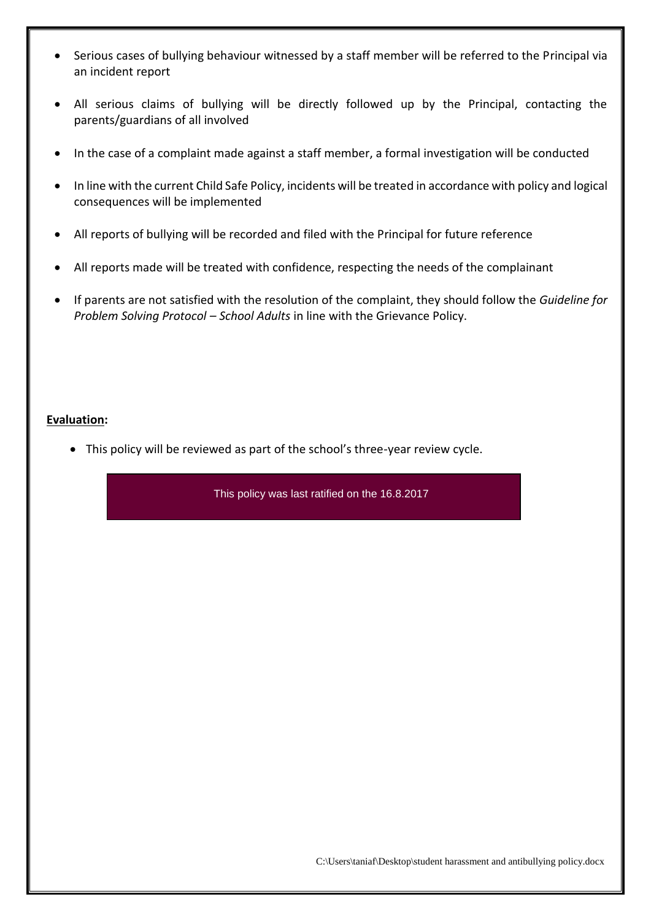- Serious cases of bullying behaviour witnessed by a staff member will be referred to the Principal via an incident report
- All serious claims of bullying will be directly followed up by the Principal, contacting the parents/guardians of all involved
- In the case of a complaint made against a staff member, a formal investigation will be conducted
- In line with the current Child Safe Policy, incidents will be treated in accordance with policy and logical consequences will be implemented
- All reports of bullying will be recorded and filed with the Principal for future reference
- All reports made will be treated with confidence, respecting the needs of the complainant
- If parents are not satisfied with the resolution of the complaint, they should follow the *Guideline for Problem Solving Protocol – School Adults* in line with the Grievance Policy.

**Evaluation:**

- This policy will be reviewed as part of the school's three-year review cycle.

This policy was last ratified on the 16.8.2017

C:\Users\taniaf\Desktop\student harassment and antibullying policy.docx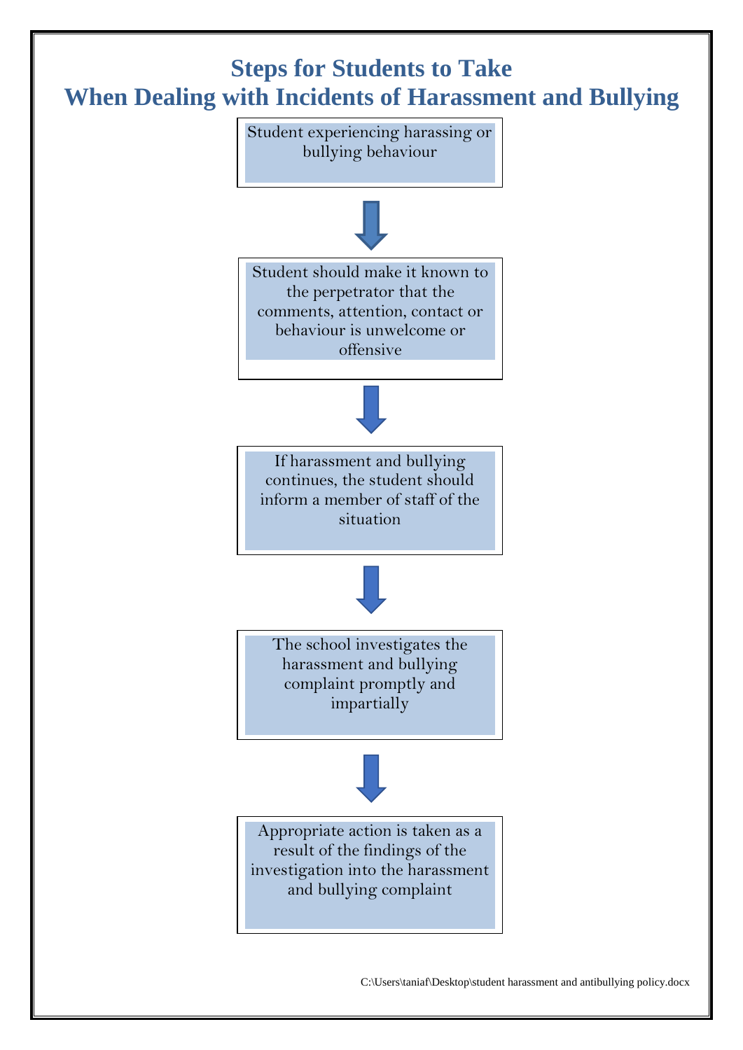# Steps for Students to Take When Dealing with Incidents of Harassment and Bullying

Student experiencing harassing or bullying behaviour

↓

Student should make it known to the perpetrator that the comments, attention, contact or behaviour is unwelcome or offensive

↓

If harassment and bullying continues, the student should inform a member of staff of the situation

↓

The school investigates the harassment and bullying complaint promptly and impartially

↓

Appropriate action is taken as a result of the findings of the investigation into the harassment and bullying complaint

C:\Users\taniaf\Desktop\student harassment and antibullying policy.docx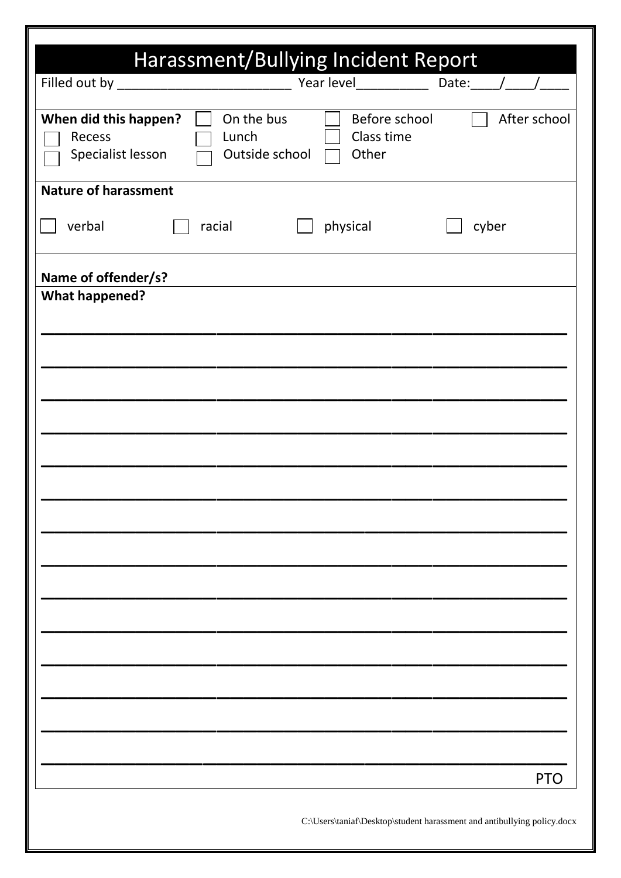# Harassment/Bullying Incident Report

Filled out by ________________________ Year level__________ Date:____/____/____

**When did this happen?** ☐ On the bus ☐ Before school ☐ After school
☐ Recess ☐ Lunch ☐ Class time
☐ Specialist lesson ☐ Outside school ☐ Other

**Nature of harassment**

☐ verbal ☐ racial ☐ physical ☐ cyber

**Name of offender/s?**

**What happened?**

____________________________________________________________

____________________________________________________________

____________________________________________________________

____________________________________________________________

____________________________________________________________

____________________________________________________________

____________________________________________________________

____________________________________________________________

____________________________________________________________

____________________________________________________________

____________________________________________________________

____________________________________________________________

____________________________________________________________

____________________________________________________________

PTO

C:\Users\taniaf\Desktop\student harassment and antibullying policy.docx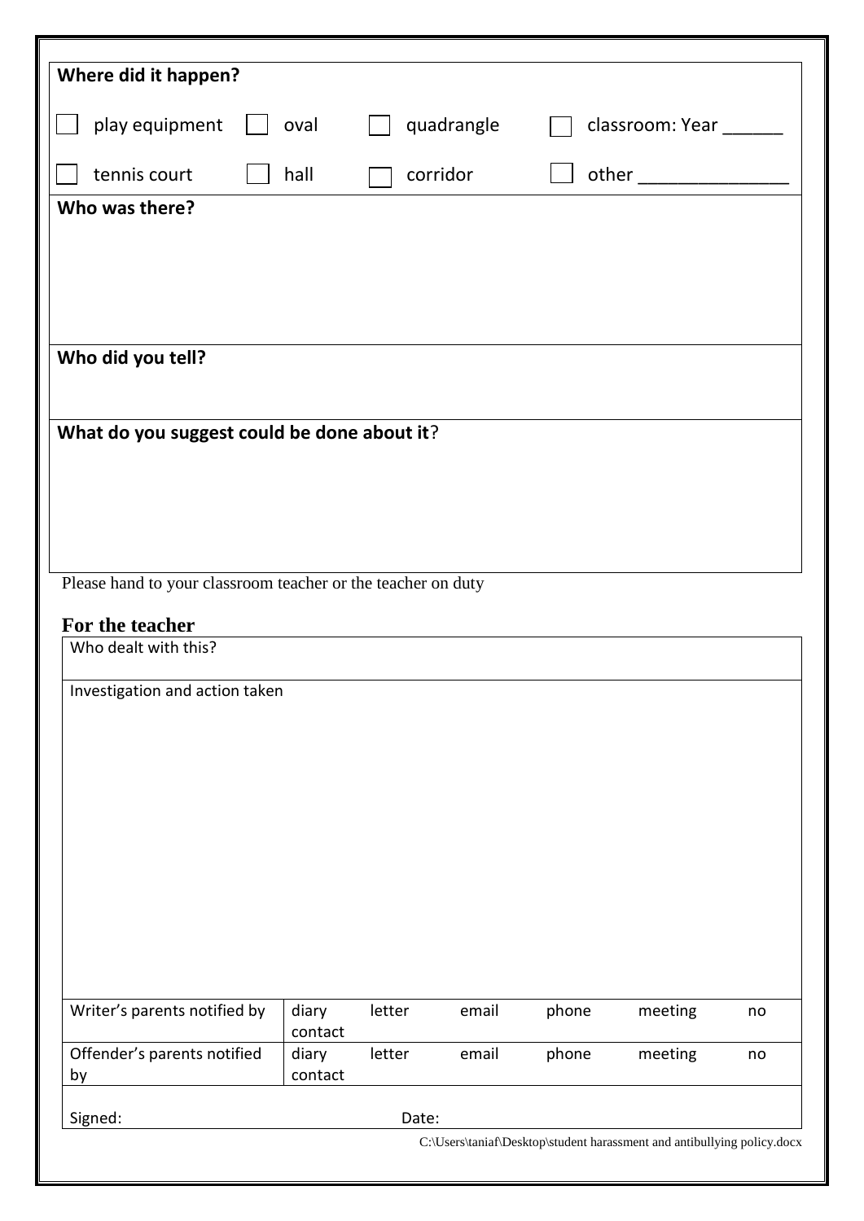**Where did it happen?**

☐ play equipment ☐ oval ☐ quadrangle ☐ classroom: Year ______

☐ tennis court ☐ hall ☐ corridor ☐ other _______________

**Who was there?**

**Who did you tell?**

**What do you suggest could be done about it**?

Please hand to your classroom teacher or the teacher on duty

## For the teacher

Who dealt with this?

Investigation and action taken

| | | | | | | |
|---|---|---|---|---|---|---|
| Writer's parents notified by | diary contact | letter | email | phone | meeting | no |
| Offender's parents notified by | diary contact | letter | email | phone | meeting | no |

Signed: Date:

C:\Users\taniaf\Desktop\student harassment and antibullying policy.docx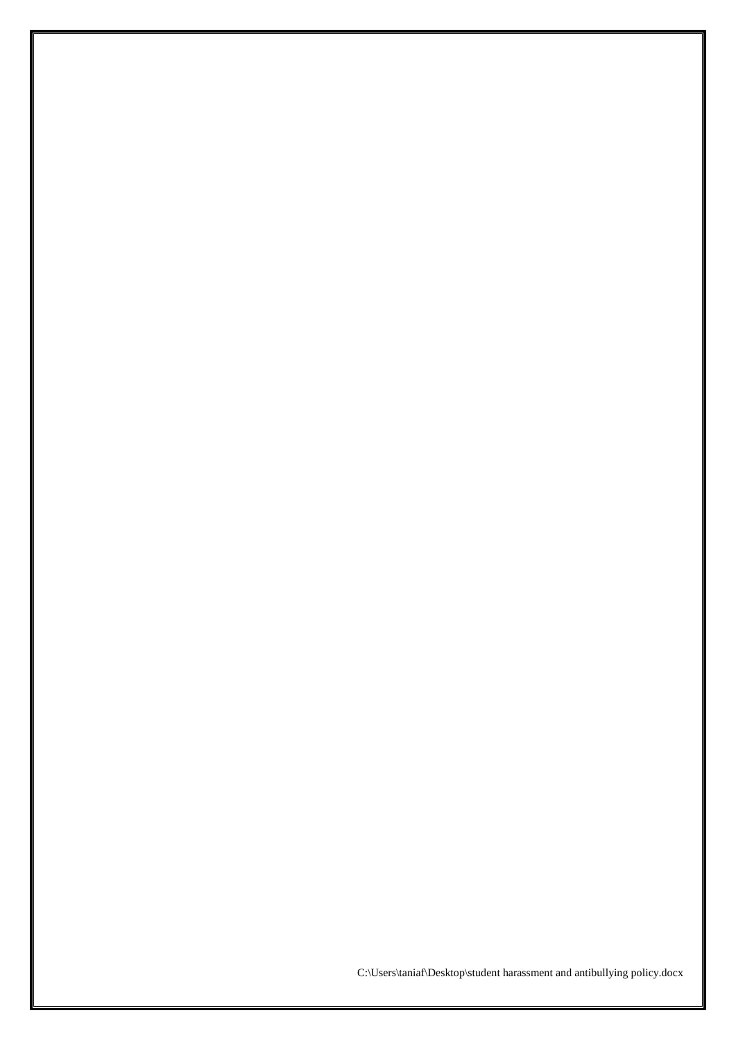C:\Users\taniaf\Desktop\student harassment and antibullying policy.docx